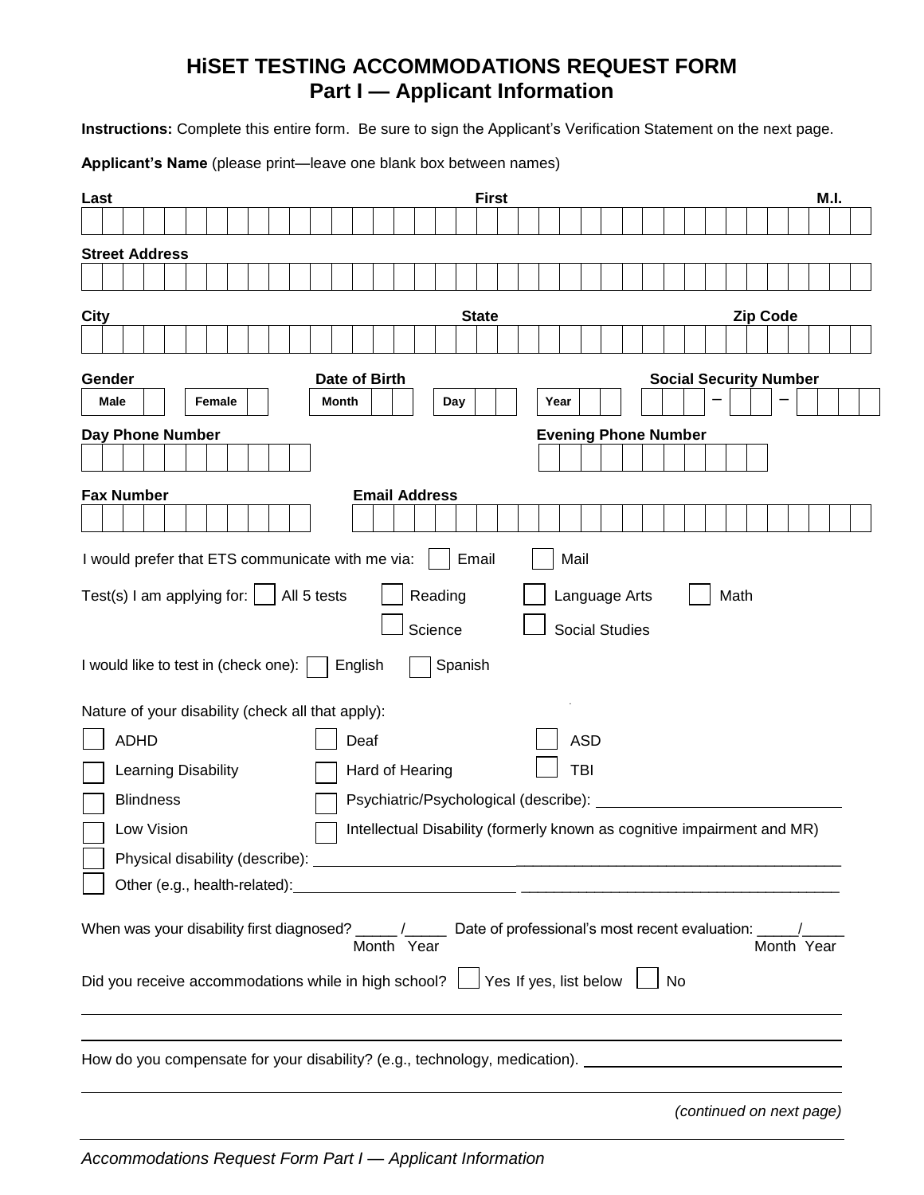# HiSET TESTING ACCOMMODATIONS REQUEST FORM
## Part I — Applicant Information

**Instructions:** Complete this entire form. Be sure to sign the Applicant's Verification Statement on the next page.

**Applicant's Name** (please print—leave one blank box between names)

**Last** **First** **M.I.**

**Street Address**

**City** **State** **Zip Code**

**Gender** Male ☐ Female ☐ **Date of Birth** Month ☐ Day ☐ Year ☐ **Social Security Number** ___ – ___ – ___

**Day Phone Number** **Evening Phone Number**

**Fax Number** **Email Address**

I would prefer that ETS communicate with me via: ☐ Email ☐ Mail

Test(s) I am applying for: ☐ All 5 tests ☐ Reading ☐ Language Arts ☐ Math ☐ Science ☐ Social Studies

I would like to test in (check one): ☐ English ☐ Spanish

Nature of your disability (check all that apply):

- ☐ ADHD
- ☐ Deaf
- ☐ ASD
- ☐ Learning Disability
- ☐ Hard of Hearing
- ☐ TBI
- ☐ Blindness
- ☐ Psychiatric/Psychological (describe): ______________________
- ☐ Low Vision
- ☐ Intellectual Disability (formerly known as cognitive impairment and MR)
- ☐ Physical disability (describe): ______________________
- ☐ Other (e.g., health-related): ______________________

When was your disability first diagnosed? _____ /_____ (Month Year) Date of professional's most recent evaluation: _____/_____ (Month Year)

Did you receive accommodations while in high school? ☐ Yes If yes, list below ☐ No

______________________

______________________

How do you compensate for your disability? (e.g., technology, medication). ______________________

______________________

*(continued on next page)*

*Accommodations Request Form Part I — Applicant Information*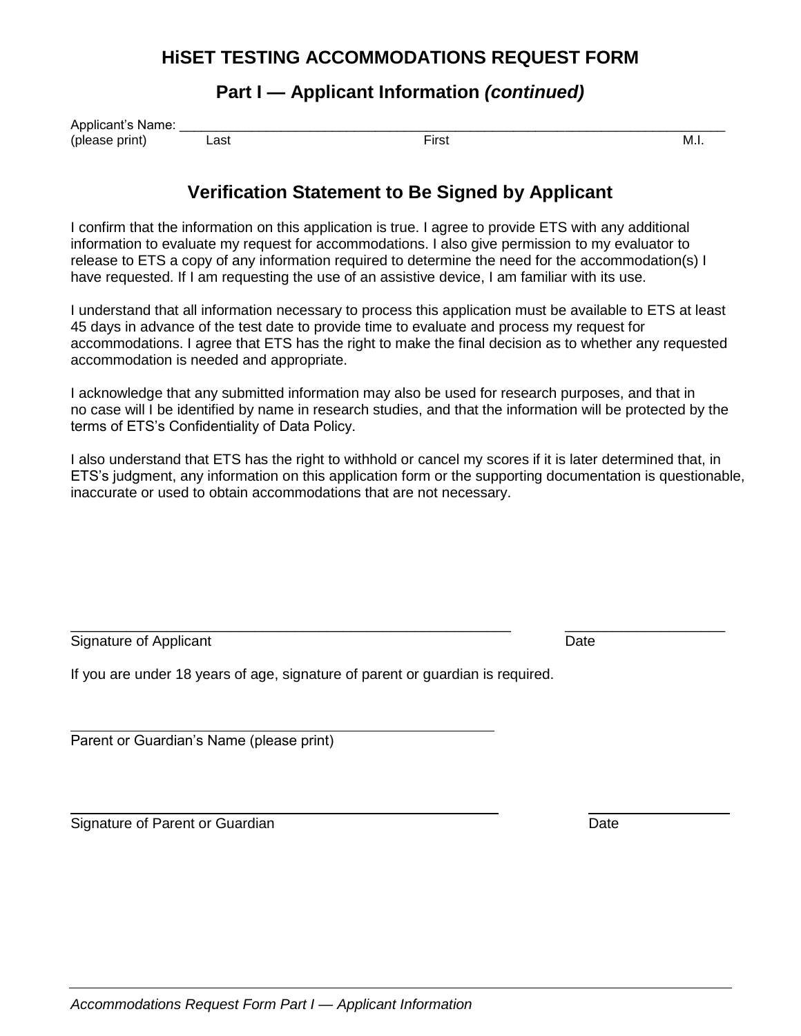# HiSET TESTING ACCOMMODATIONS REQUEST FORM

## Part I — Applicant Information *(continued)*

Applicant's Name: ______________________________________________________________________________
(please print) Last First M.I.

## Verification Statement to Be Signed by Applicant

I confirm that the information on this application is true. I agree to provide ETS with any additional information to evaluate my request for accommodations. I also give permission to my evaluator to release to ETS a copy of any information required to determine the need for the accommodation(s) I have requested. If I am requesting the use of an assistive device, I am familiar with its use.

I understand that all information necessary to process this application must be available to ETS at least 45 days in advance of the test date to provide time to evaluate and process my request for accommodations. I agree that ETS has the right to make the final decision as to whether any requested accommodation is needed and appropriate.

I acknowledge that any submitted information may also be used for research purposes, and that in no case will I be identified by name in research studies, and that the information will be protected by the terms of ETS's Confidentiality of Data Policy.

I also understand that ETS has the right to withhold or cancel my scores if it is later determined that, in ETS's judgment, any information on this application form or the supporting documentation is questionable, inaccurate or used to obtain accommodations that are not necessary.

_______________________________________________________ ____________________
Signature of Applicant Date

If you are under 18 years of age, signature of parent or guardian is required.

_______________________________________________________
Parent or Guardian's Name (please print)

_______________________________________________________ ____________________
Signature of Parent or Guardian Date

*Accommodations Request Form Part I — Applicant Information*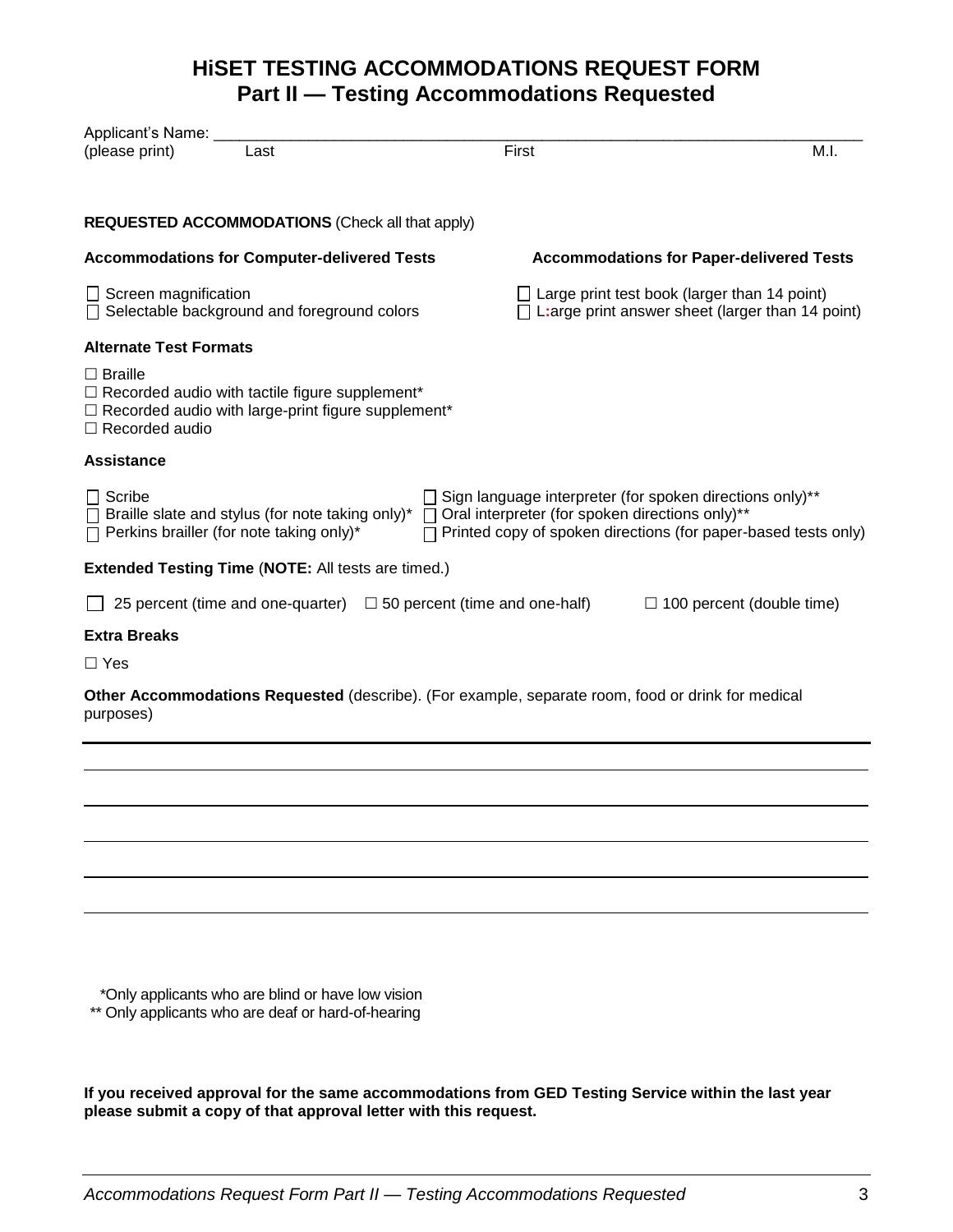# HiSET TESTING ACCOMMODATIONS REQUEST FORM
## Part II — Testing Accommodations Requested

Applicant's Name: ______________________________________________________________________
(please print) Last First M.I.

**REQUESTED ACCOMMODATIONS** (Check all that apply)

**Accommodations for Computer-delivered Tests**

☐ Screen magnification
☐ Selectable background and foreground colors

**Accommodations for Paper-delivered Tests**

☐ Large print test book (larger than 14 point)
☐ L:arge print answer sheet (larger than 14 point)

**Alternate Test Formats**

☐ Braille
☐ Recorded audio with tactile figure supplement*
☐ Recorded audio with large-print figure supplement*
☐ Recorded audio

**Assistance**

☐ Scribe
☐ Braille slate and stylus (for note taking only)*
☐ Perkins brailler (for note taking only)*
☐ Sign language interpreter (for spoken directions only)**
☐ Oral interpreter (for spoken directions only)**
☐ Printed copy of spoken directions (for paper-based tests only)

**Extended Testing Time** (**NOTE:** All tests are timed.)

☐ 25 percent (time and one-quarter) ☐ 50 percent (time and one-half) ☐ 100 percent (double time)

**Extra Breaks**

☐ Yes

**Other Accommodations Requested** (describe). (For example, separate room, food or drink for medical purposes)

______________________________________________________________________

______________________________________________________________________

______________________________________________________________________

______________________________________________________________________

______________________________________________________________________

______________________________________________________________________

*Only applicants who are blind or have low vision
** Only applicants who are deaf or hard-of-hearing

**If you received approval for the same accommodations from GED Testing Service within the last year please submit a copy of that approval letter with this request.**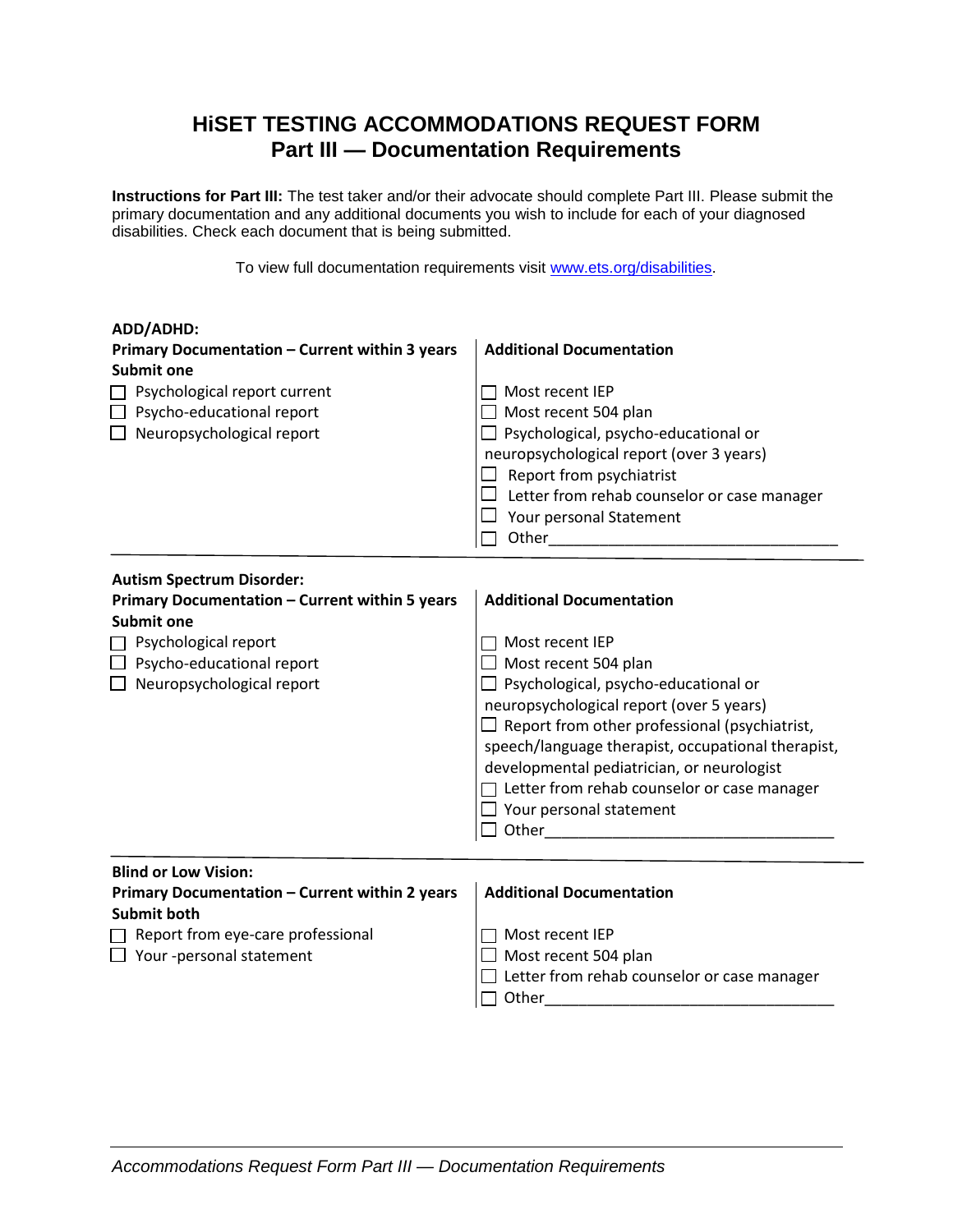# HiSET TESTING ACCOMMODATIONS REQUEST FORM
## Part III — Documentation Requirements

**Instructions for Part III:** The test taker and/or their advocate should complete Part III. Please submit the primary documentation and any additional documents you wish to include for each of your diagnosed disabilities. Check each document that is being submitted.

To view full documentation requirements visit www.ets.org/disabilities.

**ADD/ADHD:**

| **Primary Documentation – Current within 3 years**<br>**Submit one** | **Additional Documentation** |
|---|---|
| ☐ Psychological report current<br>☐ Psycho-educational report<br>☐ Neuropsychological report | ☐ Most recent IEP<br>☐ Most recent 504 plan<br>☐ Psychological, psycho-educational or neuropsychological report (over 3 years)<br>☐ Report from psychiatrist<br>☐ Letter from rehab counselor or case manager<br>☐ Your personal Statement<br>☐ Other_______________________________ |

**Autism Spectrum Disorder:**

| **Primary Documentation – Current within 5 years**<br>**Submit one** | **Additional Documentation** |
|---|---|
| ☐ Psychological report<br>☐ Psycho-educational report<br>☐ Neuropsychological report | ☐ Most recent IEP<br>☐ Most recent 504 plan<br>☐ Psychological, psycho-educational or neuropsychological report (over 5 years)<br>☐ Report from other professional (psychiatrist, speech/language therapist, occupational therapist, developmental pediatrician, or neurologist<br>☐ Letter from rehab counselor or case manager<br>☐ Your personal statement<br>☐ Other_______________________________ |

**Blind or Low Vision:**

| **Primary Documentation – Current within 2 years**<br>**Submit both** | **Additional Documentation** |
|---|---|
| ☐ Report from eye-care professional<br>☐ Your -personal statement | ☐ Most recent IEP<br>☐ Most recent 504 plan<br>☐ Letter from rehab counselor or case manager<br>☐ Other_______________________________ |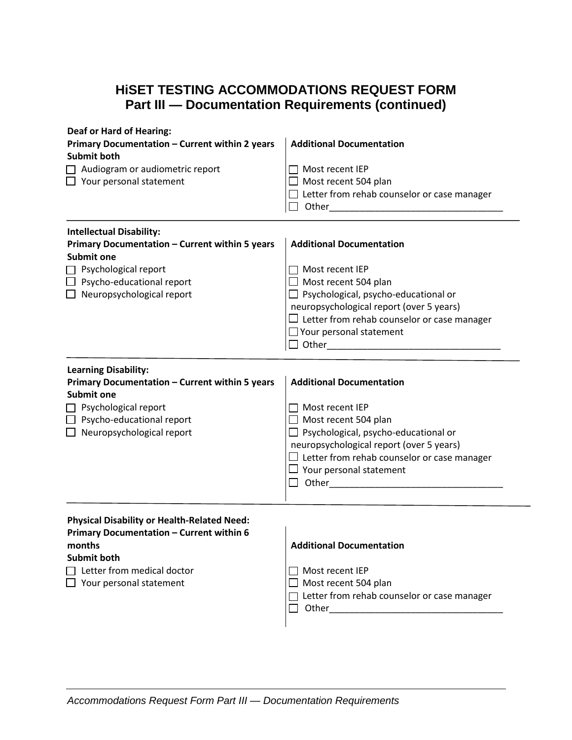# HiSET TESTING ACCOMMODATIONS REQUEST FORM
## Part III — Documentation Requirements (continued)

**Deaf or Hard of Hearing:**

| **Primary Documentation – Current within 2 years**<br>**Submit both** | **Additional Documentation** |
|---|---|
| ☐ Audiogram or audiometric report<br>☐ Your personal statement | ☐ Most recent IEP<br>☐ Most recent 504 plan<br>☐ Letter from rehab counselor or case manager<br>☐ Other________________________________ |

**Intellectual Disability:**

| **Primary Documentation – Current within 5 years**<br>**Submit one** | **Additional Documentation** |
|---|---|
| ☐ Psychological report<br>☐ Psycho-educational report<br>☐ Neuropsychological report | ☐ Most recent IEP<br>☐ Most recent 504 plan<br>☐ Psychological, psycho-educational or neuropsychological report (over 5 years)<br>☐ Letter from rehab counselor or case manager<br>☐ Your personal statement<br>☐ Other________________________________ |

**Learning Disability:**

| **Primary Documentation – Current within 5 years**<br>**Submit one** | **Additional Documentation** |
|---|---|
| ☐ Psychological report<br>☐ Psycho-educational report<br>☐ Neuropsychological report | ☐ Most recent IEP<br>☐ Most recent 504 plan<br>☐ Psychological, psycho-educational or neuropsychological report (over 5 years)<br>☐ Letter from rehab counselor or case manager<br>☐ Your personal statement<br>☐ Other________________________________ |

**Physical Disability or Health-Related Need:**

| **Primary Documentation – Current within 6 months**<br>**Submit both** | **Additional Documentation** |
|---|---|
| ☐ Letter from medical doctor<br>☐ Your personal statement | ☐ Most recent IEP<br>☐ Most recent 504 plan<br>☐ Letter from rehab counselor or case manager<br>☐ Other________________________________ |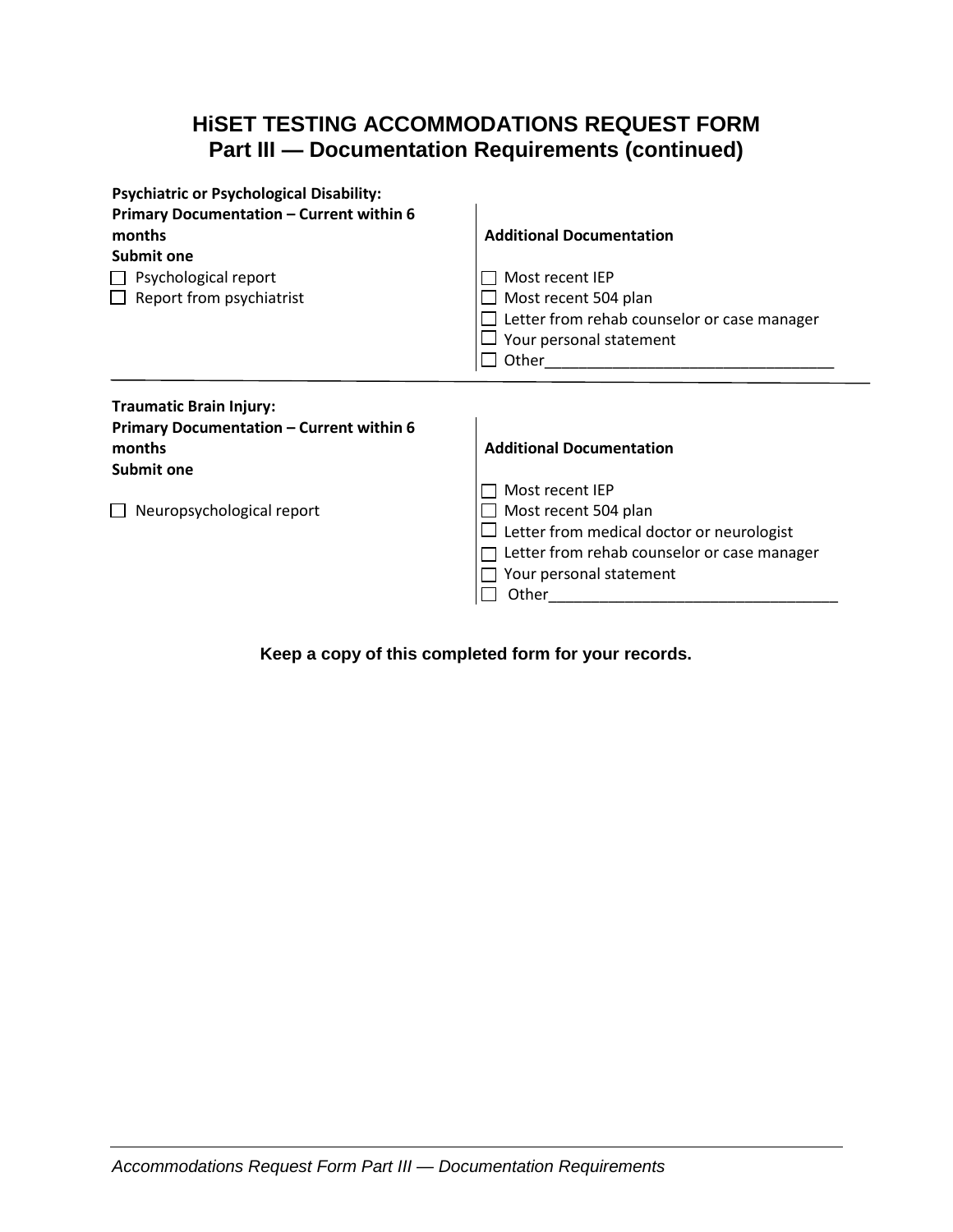# HiSET TESTING ACCOMMODATIONS REQUEST FORM
## Part III — Documentation Requirements (continued)

| **Psychiatric or Psychological Disability:** **Primary Documentation – Current within 6 months** **Submit one** | **Additional Documentation** |
|---|---|
| ☐ Psychological report | ☐ Most recent IEP |
| ☐ Report from psychiatrist | ☐ Most recent 504 plan |
| | ☐ Letter from rehab counselor or case manager |
| | ☐ Your personal statement |
| | ☐ Other__________________________________ |

| **Traumatic Brain Injury:** **Primary Documentation – Current within 6 months** **Submit one** | **Additional Documentation** |
|---|---|
| | ☐ Most recent IEP |
| ☐ Neuropsychological report | ☐ Most recent 504 plan |
| | ☐ Letter from medical doctor or neurologist |
| | ☐ Letter from rehab counselor or case manager |
| | ☐ Your personal statement |
| | ☐ Other__________________________________ |

**Keep a copy of this completed form for your records.**